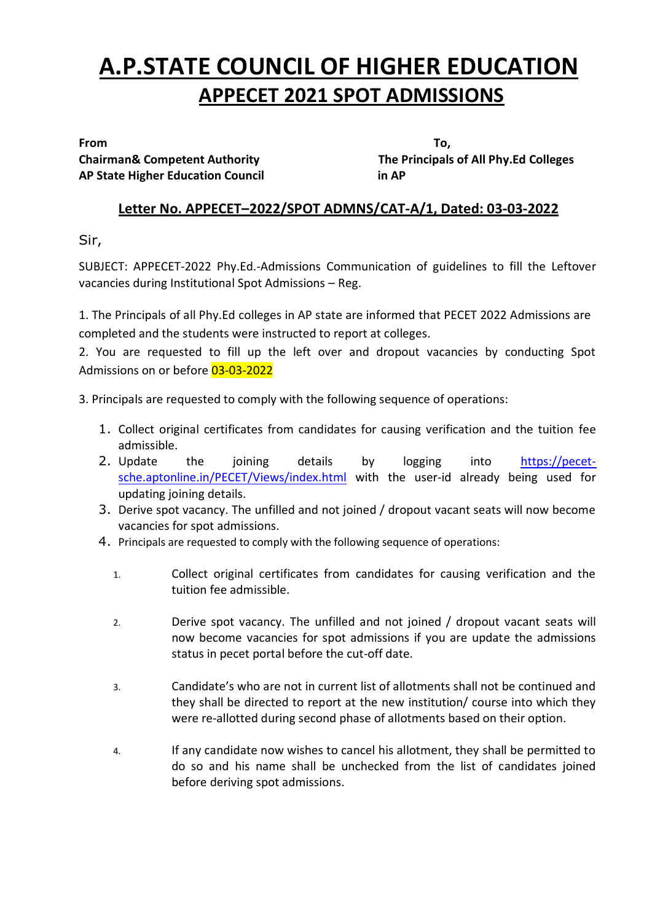# A.P.STATE COUNCIL OF HIGHER EDUCATION

## APPECET 2021 SPOT ADMISSIONS

**From**
**Chairman& Competent Authority**
**AP State Higher Education Council**

**To,**
**The Principals of All Phy.Ed Colleges in AP**

**Letter No. APPECET–2022/SPOT ADMNS/CAT-A/1, Dated: 03-03-2022**

Sir,

SUBJECT: APPECET-2022 Phy.Ed.-Admissions Communication of guidelines to fill the Leftover vacancies during Institutional Spot Admissions – Reg.

1. The Principals of all Phy.Ed colleges in AP state are informed that PECET 2022 Admissions are completed and the students were instructed to report at colleges.
2. You are requested to fill up the left over and dropout vacancies by conducting Spot Admissions on or before 03-03-2022

3. Principals are requested to comply with the following sequence of operations:

   1. Collect original certificates from candidates for causing verification and the tuition fee admissible.
   2. Update the joining details by logging into https://pecet-sche.aptonline.in/PECET/Views/index.html with the user-id already being used for updating joining details.
   3. Derive spot vacancy. The unfilled and not joined / dropout vacant seats will now become vacancies for spot admissions.
   4. Principals are requested to comply with the following sequence of operations:

      1. Collect original certificates from candidates for causing verification and the tuition fee admissible.
      2. Derive spot vacancy. The unfilled and not joined / dropout vacant seats will now become vacancies for spot admissions if you are update the admissions status in pecet portal before the cut-off date.
      3. Candidate's who are not in current list of allotments shall not be continued and they shall be directed to report at the new institution/ course into which they were re-allotted during second phase of allotments based on their option.
      4. If any candidate now wishes to cancel his allotment, they shall be permitted to do so and his name shall be unchecked from the list of candidates joined before deriving spot admissions.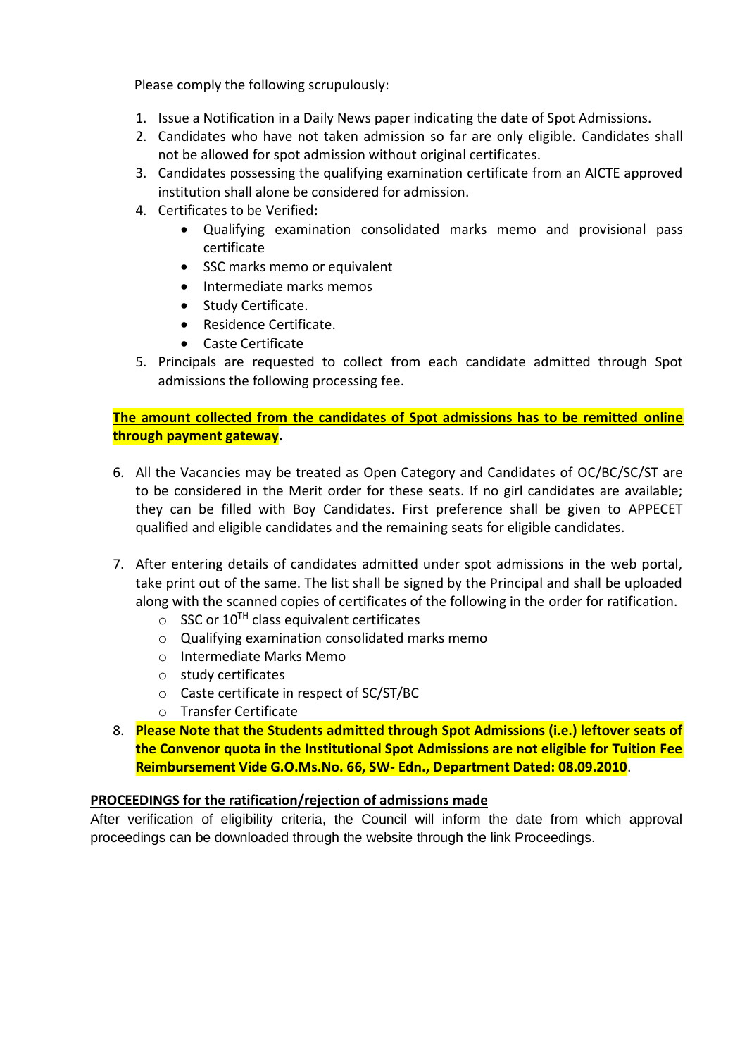Please comply the following scrupulously:

1. Issue a Notification in a Daily News paper indicating the date of Spot Admissions.
2. Candidates who have not taken admission so far are only eligible. Candidates shall not be allowed for spot admission without original certificates.
3. Candidates possessing the qualifying examination certificate from an AICTE approved institution shall alone be considered for admission.
4. Certificates to be Verified**:**
   - Qualifying examination consolidated marks memo and provisional pass certificate
   - SSC marks memo or equivalent
   - Intermediate marks memos
   - Study Certificate.
   - Residence Certificate.
   - Caste Certificate
5. Principals are requested to collect from each candidate admitted through Spot admissions the following processing fee.

**The amount collected from the candidates of Spot admissions has to be remitted online through payment gateway.**

6. All the Vacancies may be treated as Open Category and Candidates of OC/BC/SC/ST are to be considered in the Merit order for these seats. If no girl candidates are available; they can be filled with Boy Candidates. First preference shall be given to APPECET qualified and eligible candidates and the remaining seats for eligible candidates.

7. After entering details of candidates admitted under spot admissions in the web portal, take print out of the same. The list shall be signed by the Principal and shall be uploaded along with the scanned copies of certificates of the following in the order for ratification.
   - SSC or $10^{TH}$ class equivalent certificates
   - Qualifying examination consolidated marks memo
   - Intermediate Marks Memo
   - study certificates
   - Caste certificate in respect of SC/ST/BC
   - Transfer Certificate
8. **Please Note that the Students admitted through Spot Admissions (i.e.) leftover seats of the Convenor quota in the Institutional Spot Admissions are not eligible for Tuition Fee Reimbursement Vide G.O.Ms.No. 66, SW- Edn., Department Dated: 08.09.2010**.

**PROCEEDINGS for the ratification/rejection of admissions made**

After verification of eligibility criteria, the Council will inform the date from which approval proceedings can be downloaded through the website through the link Proceedings.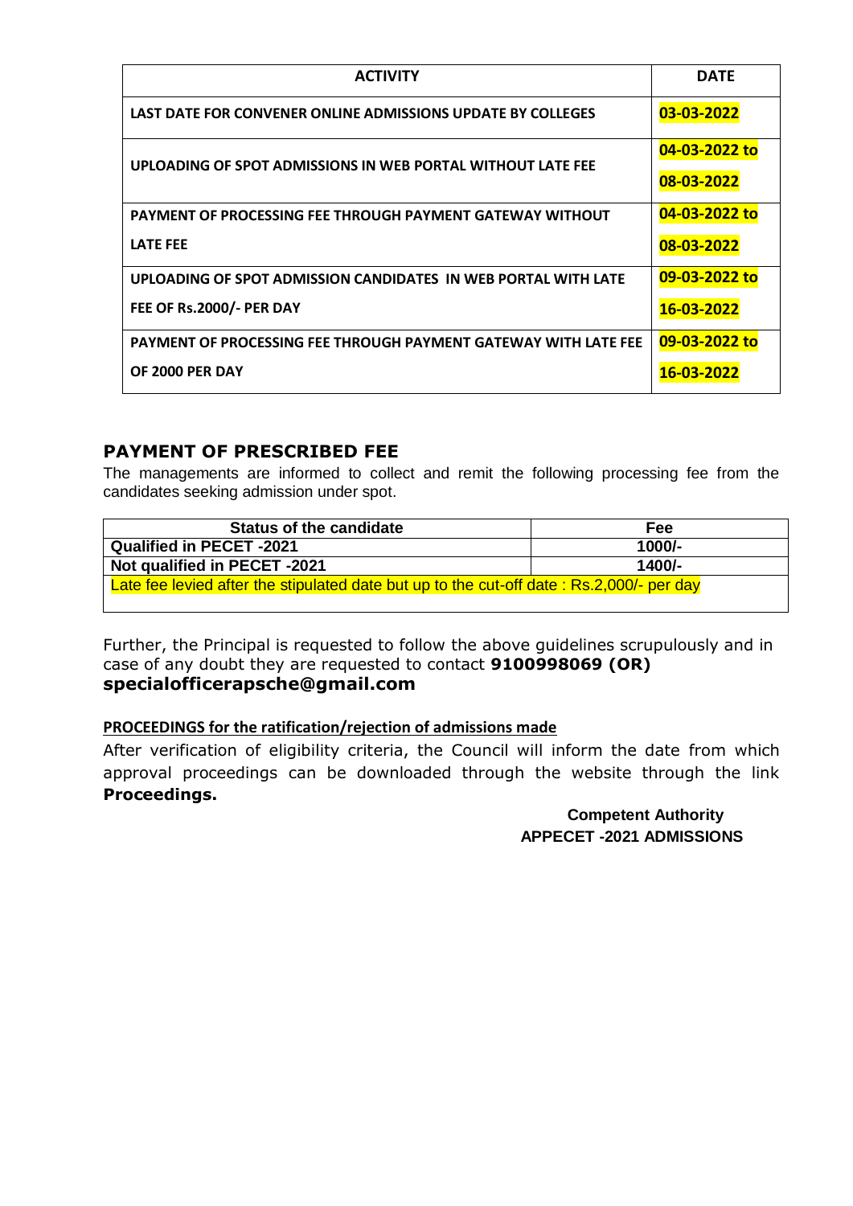| ACTIVITY | DATE |
|---|---|
| LAST DATE FOR CONVENER ONLINE ADMISSIONS UPDATE BY COLLEGES | 03-03-2022 |
| UPLOADING OF SPOT ADMISSIONS IN WEB PORTAL WITHOUT LATE FEE | 04-03-2022 to 08-03-2022 |
| PAYMENT OF PROCESSING FEE THROUGH PAYMENT GATEWAY WITHOUT LATE FEE | 04-03-2022 to 08-03-2022 |
| UPLOADING OF SPOT ADMISSION CANDIDATES IN WEB PORTAL WITH LATE FEE OF Rs.2000/- PER DAY | 09-03-2022 to 16-03-2022 |
| PAYMENT OF PROCESSING FEE THROUGH PAYMENT GATEWAY WITH LATE FEE OF 2000 PER DAY | 09-03-2022 to 16-03-2022 |

## PAYMENT OF PRESCRIBED FEE

The managements are informed to collect and remit the following processing fee from the candidates seeking admission under spot.

| Status of the candidate | Fee |
|---|---|
| Qualified in PECET -2021 | 1000/- |
| Not qualified in PECET -2021 | 1400/- |
| Late fee levied after the stipulated date but up to the cut-off date : Rs.2,000/- per day | |

Further, the Principal is requested to follow the above guidelines scrupulously and in case of any doubt they are requested to contact **9100998069 (OR) specialofficerapsche@gmail.com**

**PROCEEDINGS for the ratification/rejection of admissions made**

After verification of eligibility criteria, the Council will inform the date from which approval proceedings can be downloaded through the website through the link **Proceedings.**

**Competent Authority**
**APPECET -2021 ADMISSIONS**